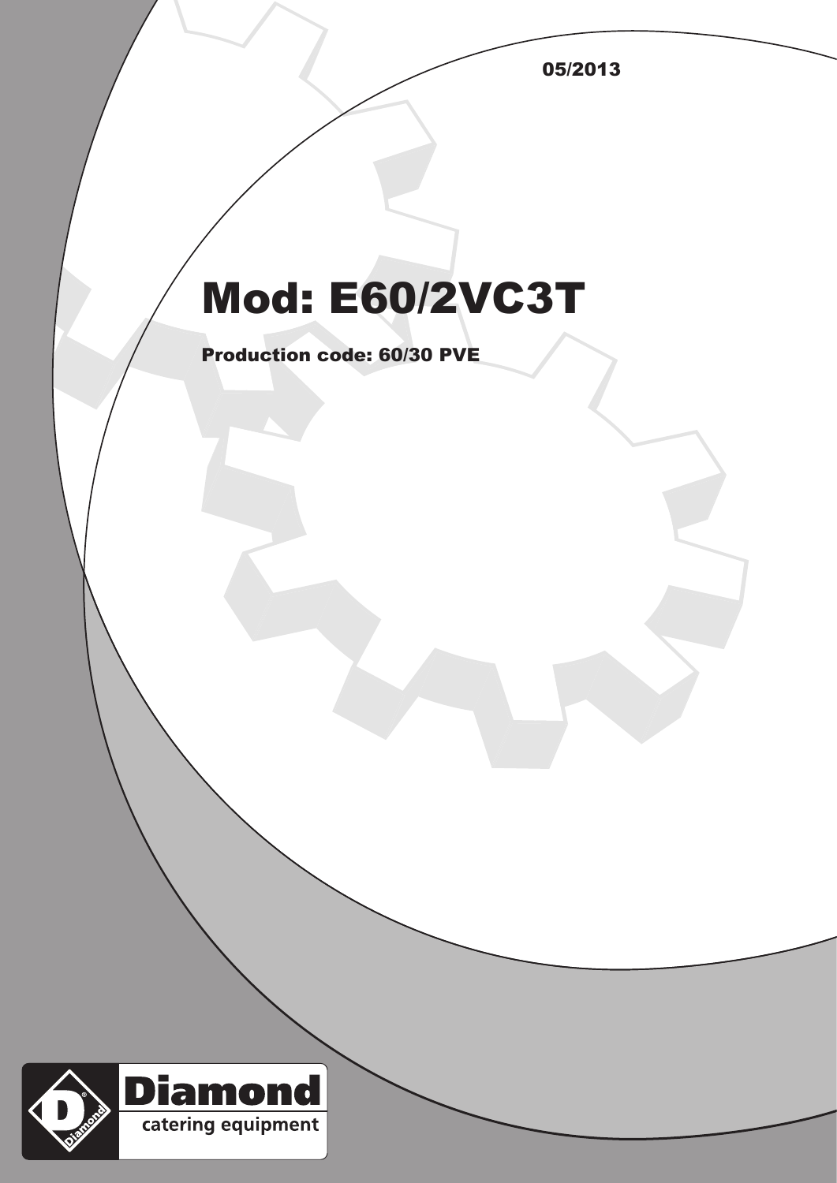05/2013

# Mod: E60/2VC3T

**Production code: 60/30 PVE**

Diamond
catering equipment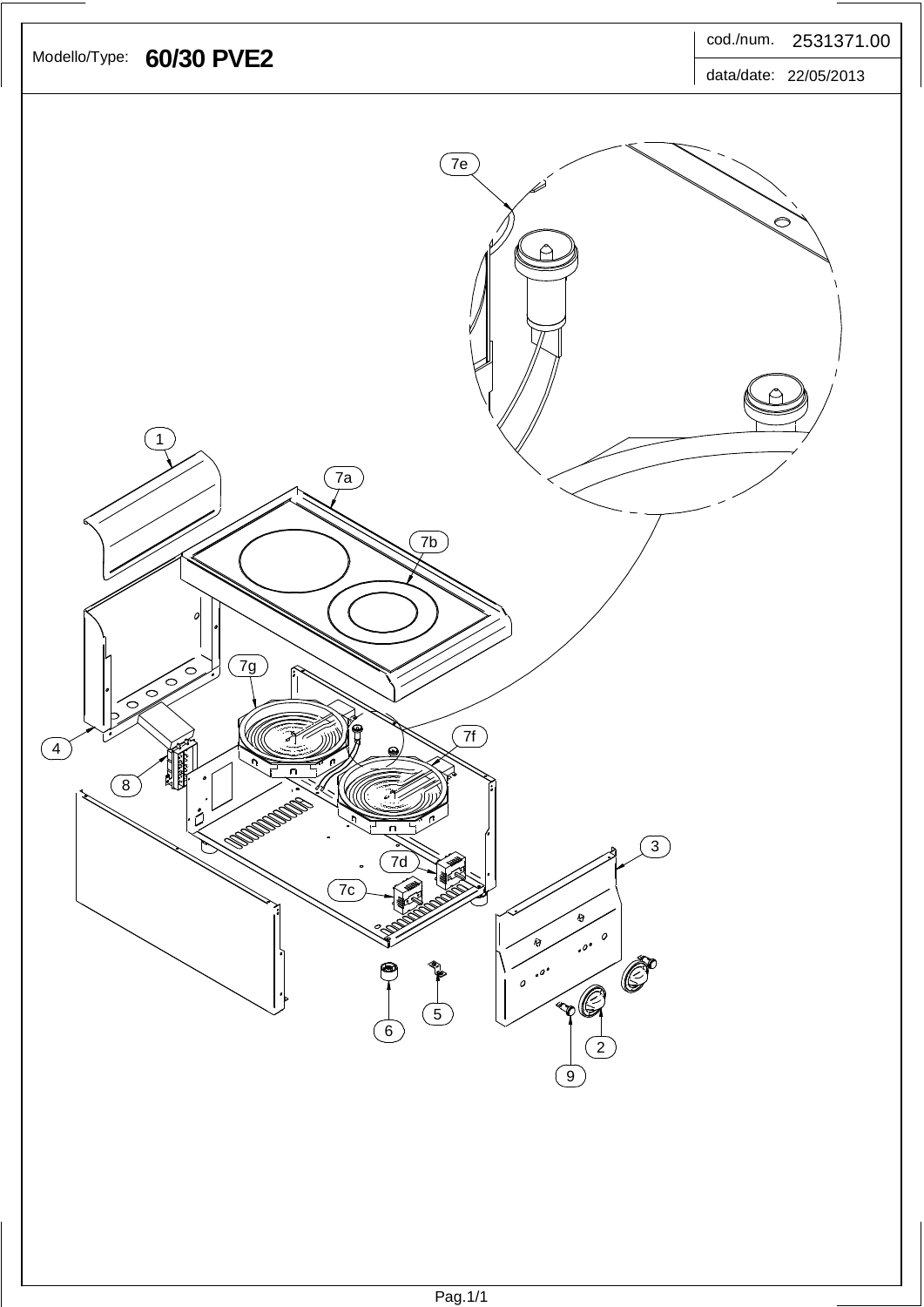| Modello/Type: | 60/30 PVE2 | cod./num. | 2531371.00 |
|---|---|---|---|
| | | data/date: | 22/05/2013 |

7e

1

7a

7b

7g

7f

4

8

3

7d

7c

5

6

2

9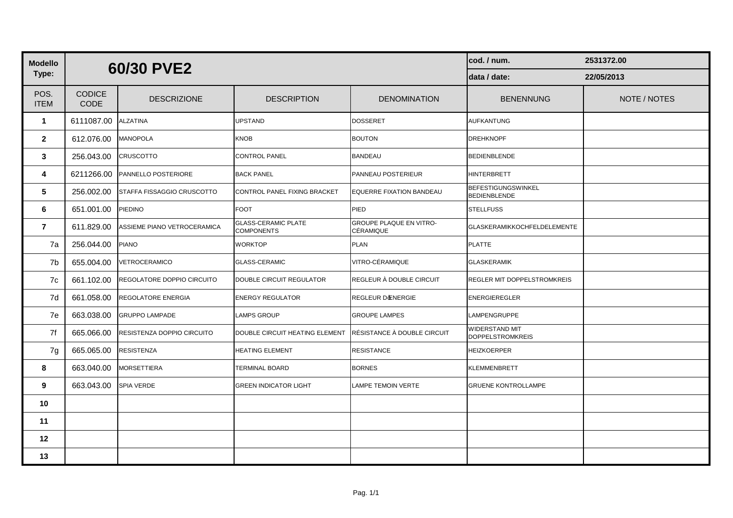| Modello Type: | 60/30 PVE2 | | | | cod. / num. | 2531372.00 |
|---|---|---|---|---|---|---|
| | | | | | data / date: | 22/05/2013 |
| POS. ITEM | CODICE CODE | DESCRIZIONE | DESCRIPTION | DENOMINATION | BENENNUNG | NOTE / NOTES |
| 1 | 6111087.00 | ALZATINA | UPSTAND | DOSSERET | AUFKANTUNG | |
| 2 | 612.076.00 | MANOPOLA | KNOB | BOUTON | DREHKNOPF | |
| 3 | 256.043.00 | CRUSCOTTO | CONTROL PANEL | BANDEAU | BEDIENBLENDE | |
| 4 | 6211266.00 | PANNELLO POSTERIORE | BACK PANEL | PANNEAU POSTERIEUR | HINTERBRETT | |
| 5 | 256.002.00 | STAFFA FISSAGGIO CRUSCOTTO | CONTROL PANEL FIXING BRACKET | EQUERRE FIXATION BANDEAU | BEFESTIGUNGSWINKEL BEDIENBLENDE | |
| 6 | 651.001.00 | PIEDINO | FOOT | PIED | STELLFUSS | |
| 7 | 611.829.00 | ASSIEME PIANO VETROCERAMICA | GLASS-CERAMIC PLATE COMPONENTS | GROUPE PLAQUE EN VITRO-CÉRAMIQUE | GLASKERAMIKKOCHFELDELEMENTE | |
| 7a | 256.044.00 | PIANO | WORKTOP | PLAN | PLATTE | |
| 7b | 655.004.00 | VETROCERAMICO | GLASS-CERAMIC | VITRO-CÉRAMIQUE | GLASKERAMIK | |
| 7c | 661.102.00 | REGOLATORE DOPPIO CIRCUITO | DOUBLE CIRCUIT REGULATOR | REGLEUR À DOUBLE CIRCUIT | REGLER MIT DOPPELSTROMKREIS | |
| 7d | 661.058.00 | REGOLATORE ENERGIA | ENERGY REGULATOR | REGLEUR DÉNERGIE | ENERGIEREGLER | |
| 7e | 663.038.00 | GRUPPO LAMPADE | LAMPS GROUP | GROUPE LAMPES | LAMPENGRUPPE | |
| 7f | 665.066.00 | RESISTENZA DOPPIO CIRCUITO | DOUBLE CIRCUIT HEATING ELEMENT | RÉSISTANCE À DOUBLE CIRCUIT | WIDERSTAND MIT DOPPELSTROMKREIS | |
| 7g | 665.065.00 | RESISTENZA | HEATING ELEMENT | RESISTANCE | HEIZKOERPER | |
| 8 | 663.040.00 | MORSETTIERA | TERMINAL BOARD | BORNES | KLEMMENBRETT | |
| 9 | 663.043.00 | SPIA VERDE | GREEN INDICATOR LIGHT | LAMPE TEMOIN VERTE | GRUENE KONTROLLAMPE | |
| 10 | | | | | | |
| 11 | | | | | | |
| 12 | | | | | | |
| 13 | | | | | | |